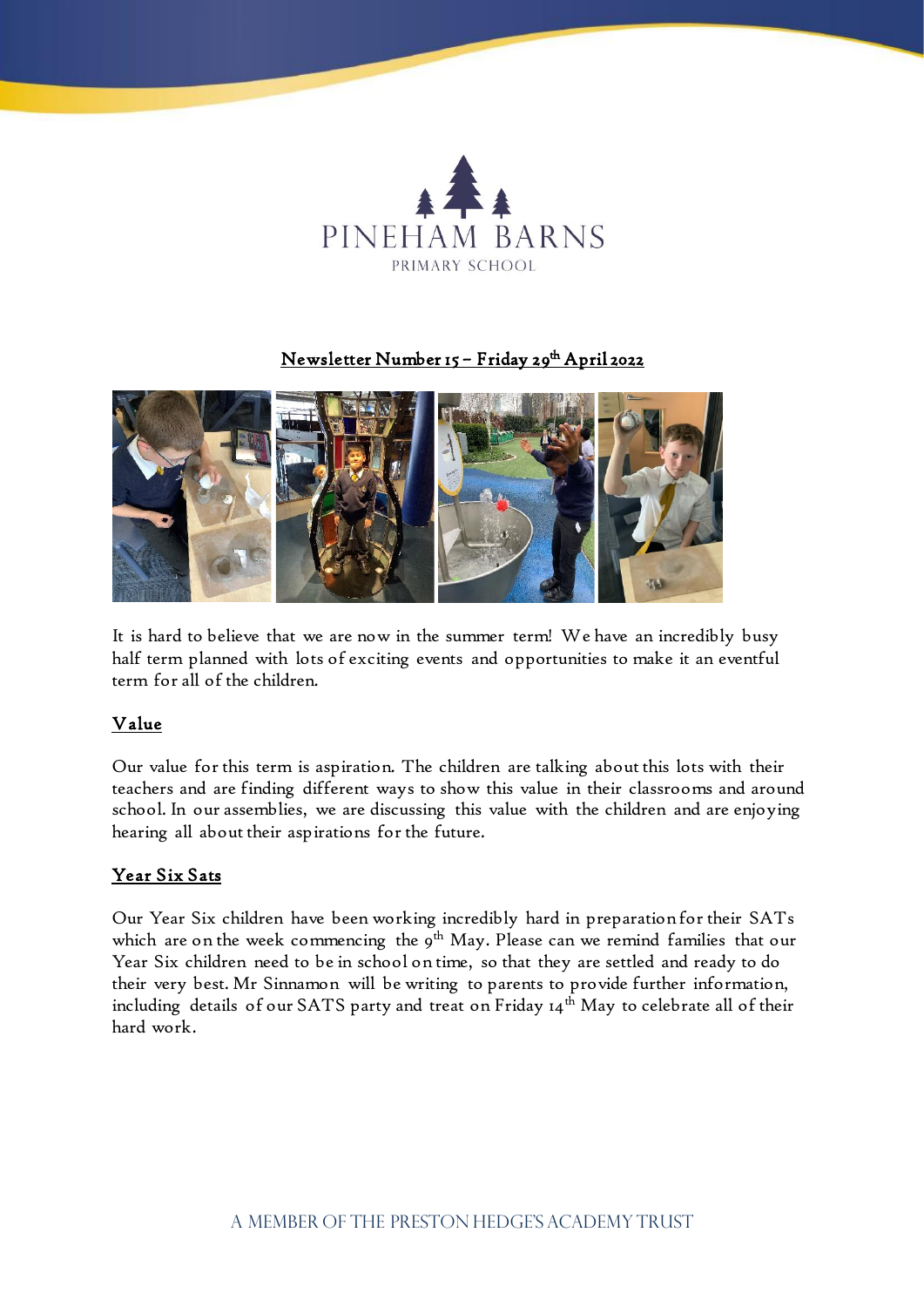PINEHAM BARNS

PRIMARY SCHOOL

## Newsletter Number 15 – Friday 29th April 2022

It is hard to believe that we are now in the summer term! We have an incredibly busy half term planned with lots of exciting events and opportunities to make it an eventful term for all of the children.

### Value

Our value for this term is aspiration. The children are talking about this lots with their teachers and are finding different ways to show this value in their classrooms and around school. In our assemblies, we are discussing this value with the children and are enjoying hearing all about their aspirations for the future.

### Year Six Sats

Our Year Six children have been working incredibly hard in preparation for their SATs which are on the week commencing the 9th May. Please can we remind families that our Year Six children need to be in school on time, so that they are settled and ready to do their very best. Mr Sinnamon will be writing to parents to provide further information, including details of our SATS party and treat on Friday 14th May to celebrate all of their hard work.

A MEMBER OF THE PRESTON HEDGE'S ACADEMY TRUST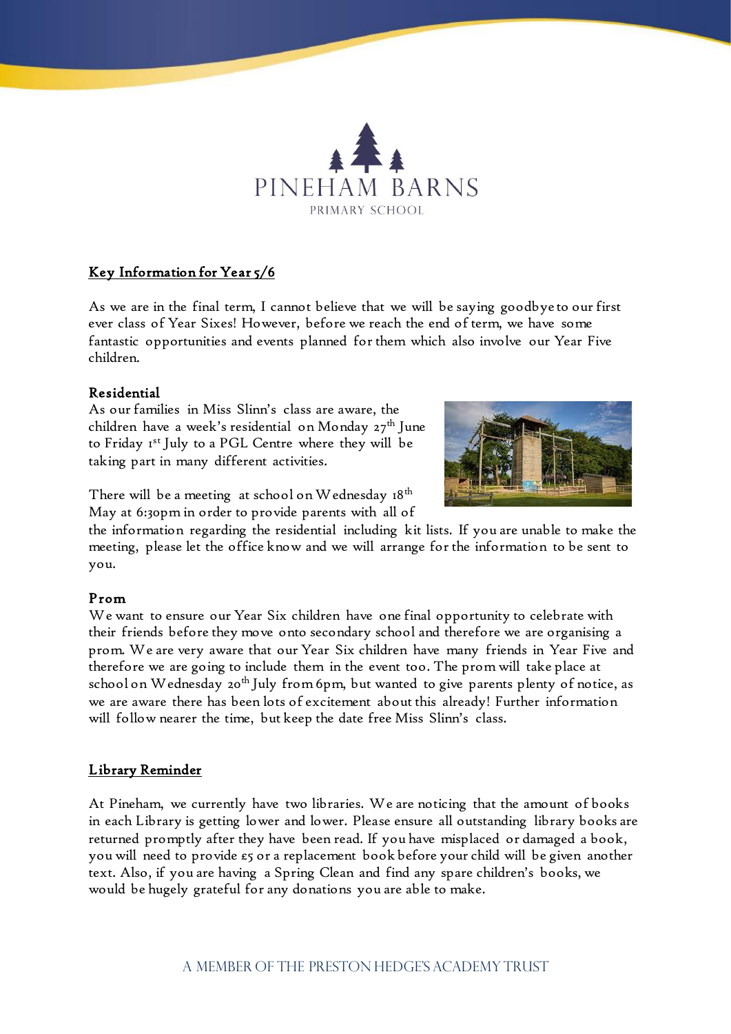PINEHAM BARNS

PRIMARY SCHOOL

## Key Information for Year 5/6

As we are in the final term, I cannot believe that we will be saying goodbye to our first ever class of Year Sixes! However, before we reach the end of term, we have some fantastic opportunities and events planned for them which also involve our Year Five children.

### Residential

As our families in Miss Slinn's class are aware, the children have a week's residential on Monday 27th June to Friday 1st July to a PGL Centre where they will be taking part in many different activities.

There will be a meeting at school on Wednesday 18th May at 6:30pm in order to provide parents with all of the information regarding the residential including kit lists. If you are unable to make the meeting, please let the office know and we will arrange for the information to be sent to you.

### Prom

We want to ensure our Year Six children have one final opportunity to celebrate with their friends before they move onto secondary school and therefore we are organising a prom. We are very aware that our Year Six children have many friends in Year Five and therefore we are going to include them in the event too. The prom will take place at school on Wednesday 20th July from 6pm, but wanted to give parents plenty of notice, as we are aware there has been lots of excitement about this already! Further information will follow nearer the time, but keep the date free Miss Slinn's class.

## Library Reminder

At Pineham, we currently have two libraries. We are noticing that the amount of books in each Library is getting lower and lower. Please ensure all outstanding library books are returned promptly after they have been read. If you have misplaced or damaged a book, you will need to provide £5 or a replacement book before your child will be given another text. Also, if you are having a Spring Clean and find any spare children's books, we would be hugely grateful for any donations you are able to make.

A MEMBER OF THE PRESTON HEDGE'S ACADEMY TRUST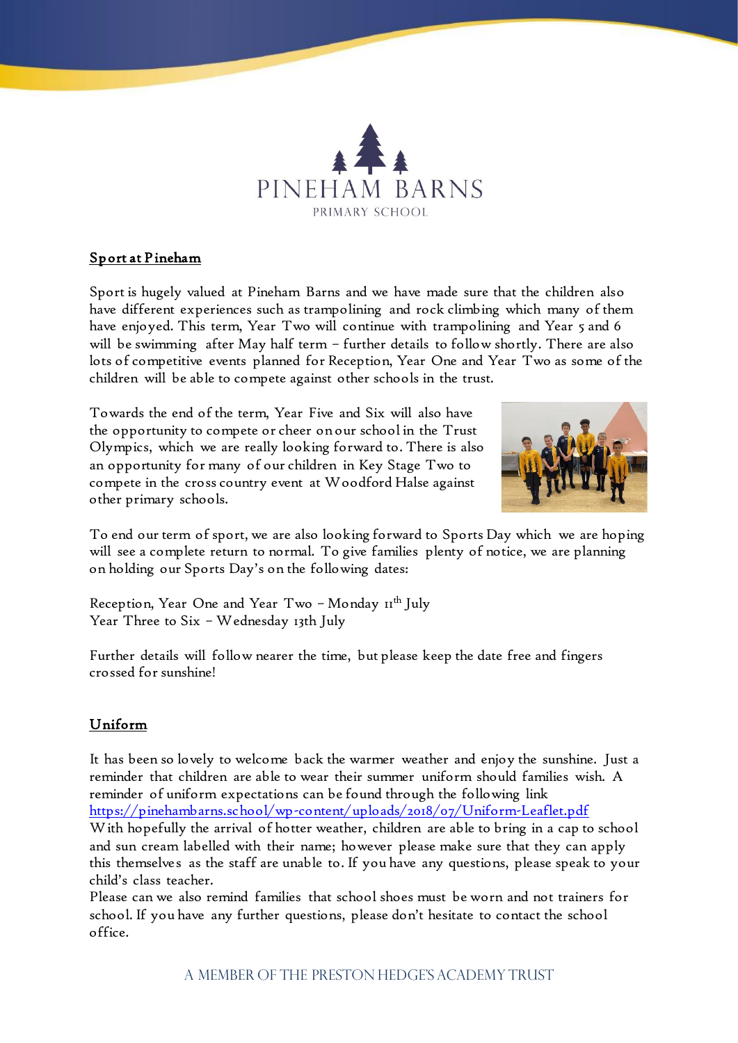# PINEHAM BARNS

PRIMARY SCHOOL

## Sport at Pineham

Sport is hugely valued at Pineham Barns and we have made sure that the children also have different experiences such as trampolining and rock climbing which many of them have enjoyed. This term, Year Two will continue with trampolining and Year 5 and 6 will be swimming after May half term – further details to follow shortly. There are also lots of competitive events planned for Reception, Year One and Year Two as some of the children will be able to compete against other schools in the trust.

Towards the end of the term, Year Five and Six will also have the opportunity to compete or cheer on our school in the Trust Olympics, which we are really looking forward to. There is also an opportunity for many of our children in Key Stage Two to compete in the cross country event at Woodford Halse against other primary schools.

To end our term of sport, we are also looking forward to Sports Day which we are hoping will see a complete return to normal. To give families plenty of notice, we are planning on holding our Sports Day's on the following dates:

Reception, Year One and Year Two – Monday 11th July
Year Three to Six – Wednesday 13th July

Further details will follow nearer the time, but please keep the date free and fingers crossed for sunshine!

## Uniform

It has been so lovely to welcome back the warmer weather and enjoy the sunshine. Just a reminder that children are able to wear their summer uniform should families wish. A reminder of uniform expectations can be found through the following link https://pinehambarns.school/wp-content/uploads/2018/07/Uniform-Leaflet.pdf
With hopefully the arrival of hotter weather, children are able to bring in a cap to school and sun cream labelled with their name; however please make sure that they can apply this themselves as the staff are unable to. If you have any questions, please speak to your child's class teacher.
Please can we also remind families that school shoes must be worn and not trainers for school. If you have any further questions, please don't hesitate to contact the school office.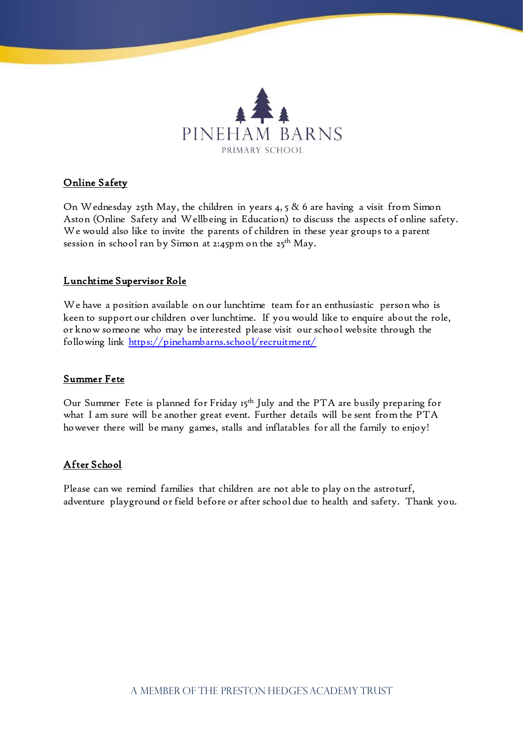PINEHAM BARNS

PRIMARY SCHOOL

## Online Safety

On Wednesday 25th May, the children in years 4, 5 & 6 are having a visit from Simon Aston (Online Safety and Wellbeing in Education) to discuss the aspects of online safety. We would also like to invite the parents of children in these year groups to a parent session in school ran by Simon at 2:45pm on the 25th May.

## Lunchtime Supervisor Role

We have a position available on our lunchtime team for an enthusiastic person who is keen to support our children over lunchtime. If you would like to enquire about the role, or know someone who may be interested please visit our school website through the following link [https://pinehambarns.school/recruitment/](https://pinehambarns.school/recruitment/)

## Summer Fete

Our Summer Fete is planned for Friday 15th July and the PTA are busily preparing for what I am sure will be another great event. Further details will be sent from the PTA however there will be many games, stalls and inflatables for all the family to enjoy!

## After School

Please can we remind families that children are not able to play on the astroturf, adventure playground or field before or after school due to health and safety. Thank you.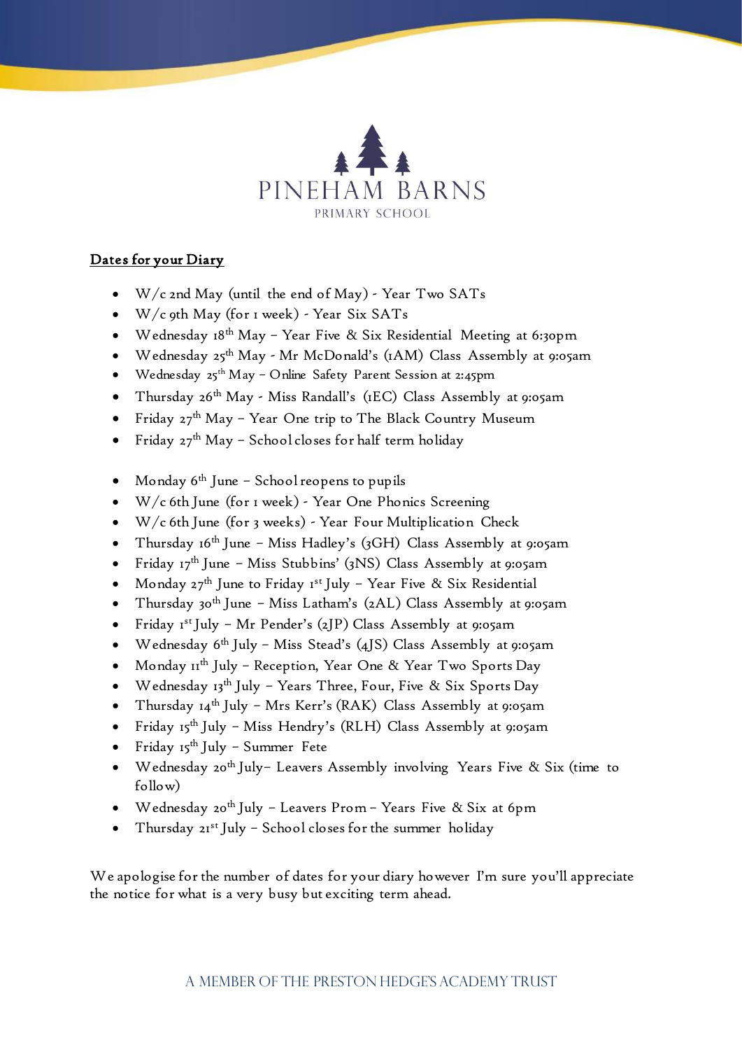PINEHAM BARNS

PRIMARY SCHOOL

**<u>Dates for your Diary</u>**

- W/c 2nd May (until the end of May) - Year Two SATs
- W/c 9th May (for 1 week) - Year Six SATs
- Wednesday 18th May – Year Five & Six Residential Meeting at 6:30pm
- Wednesday 25th May - Mr McDonald's (1AM) Class Assembly at 9:05am
- Wednesday 25th May – Online Safety Parent Session at 2:45pm
- Thursday 26th May - Miss Randall's (1EC) Class Assembly at 9:05am
- Friday 27th May – Year One trip to The Black Country Museum
- Friday 27th May – School closes for half term holiday

- Monday 6th June – School reopens to pupils
- W/c 6th June (for 1 week) - Year One Phonics Screening
- W/c 6th June (for 3 weeks) - Year Four Multiplication Check
- Thursday 16th June – Miss Hadley's (3GH) Class Assembly at 9:05am
- Friday 17th June – Miss Stubbins' (3NS) Class Assembly at 9:05am
- Monday 27th June to Friday 1st July – Year Five & Six Residential
- Thursday 30th June – Miss Latham's (2AL) Class Assembly at 9:05am
- Friday 1st July – Mr Pender's (2JP) Class Assembly at 9:05am
- Wednesday 6th July – Miss Stead's (4JS) Class Assembly at 9:05am
- Monday 11th July – Reception, Year One & Year Two Sports Day
- Wednesday 13th July – Years Three, Four, Five & Six Sports Day
- Thursday 14th July – Mrs Kerr's (RAK) Class Assembly at 9:05am
- Friday 15th July – Miss Hendry's (RLH) Class Assembly at 9:05am
- Friday 15th July – Summer Fete
- Wednesday 20th July– Leavers Assembly involving Years Five & Six (time to follow)
- Wednesday 20th July – Leavers Prom – Years Five & Six at 6pm
- Thursday 21st July – School closes for the summer holiday

We apologise for the number of dates for your diary however I'm sure you'll appreciate the notice for what is a very busy but exciting term ahead.

A MEMBER OF THE PRESTON HEDGE'S ACADEMY TRUST